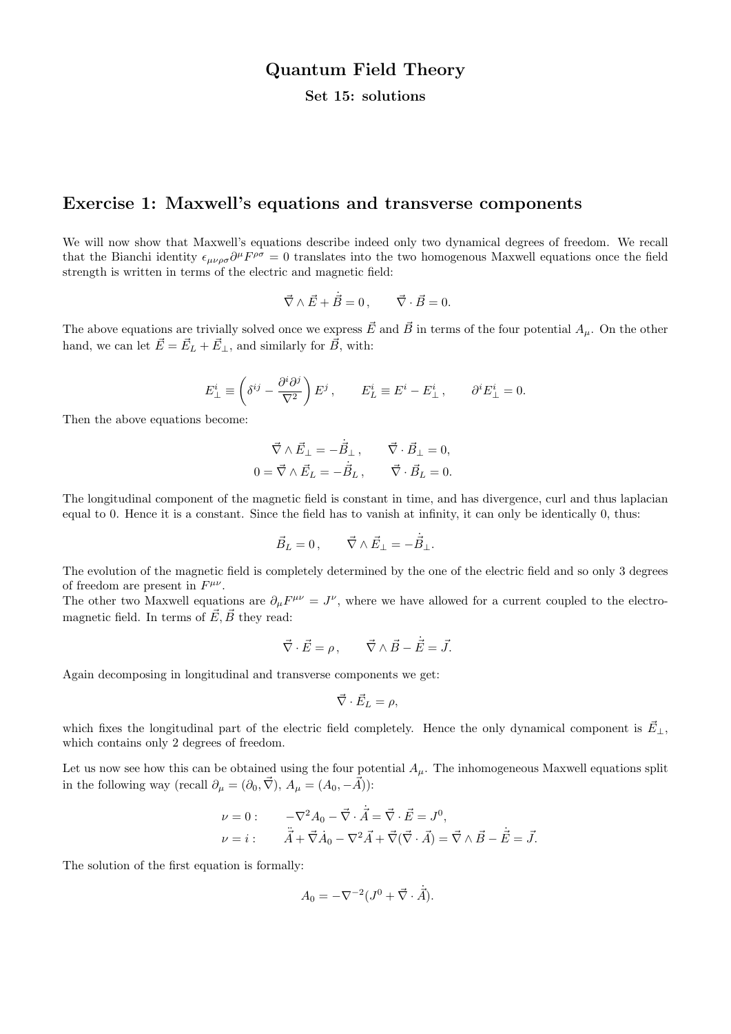# Quantum Field Theory

### Set 15: solutions

## Exercise 1: Maxwell's equations and transverse components

We will now show that Maxwell's equations describe indeed only two dynamical degrees of freedom. We recall that the Bianchi identity $\epsilon_{\mu\nu\rho\sigma}\partial^\mu F^{\rho\sigma} = 0$ translates into the two homogenous Maxwell equations once the field strength is written in terms of the electric and magnetic field:

$$\vec{\nabla} \wedge \vec{E} + \dot{\vec{B}} = 0 , \qquad \vec{\nabla} \cdot \vec{B} = 0.$$

The above equations are trivially solved once we express $\vec{E}$ and $\vec{B}$ in terms of the four potential $A_\mu$. On the other hand, we can let $\vec{E} = \vec{E}_L + \vec{E}_\perp$, and similarly for $\vec{B}$, with:

$$E^i_\perp \equiv \left( \delta^{ij} - \frac{\partial^i \partial^j}{\nabla^2} \right) E^j , \qquad E^i_L \equiv E^i - E^i_\perp , \qquad \partial^i E^i_\perp = 0.$$

Then the above equations become:

$$\vec{\nabla} \wedge \vec{E}_\perp = -\dot{\vec{B}}_\perp , \qquad \vec{\nabla} \cdot \vec{B}_\perp = 0,$$
$$0 = \vec{\nabla} \wedge \vec{E}_L = -\dot{\vec{B}}_L , \qquad \vec{\nabla} \cdot \vec{B}_L = 0.$$

The longitudinal component of the magnetic field is constant in time, and has divergence, curl and thus laplacian equal to 0. Hence it is a constant. Since the field has to vanish at infinity, it can only be identically 0, thus:

$$\vec{B}_L = 0 , \qquad \vec{\nabla} \wedge \vec{E}_\perp = -\dot{\vec{B}}_\perp .$$

The evolution of the magnetic field is completely determined by the one of the electric field and so only 3 degrees of freedom are present in $F^{\mu\nu}$.

The other two Maxwell equations are $\partial_\mu F^{\mu\nu} = J^\nu$, where we have allowed for a current coupled to the electromagnetic field. In terms of $\vec{E}, \vec{B}$ they read:

$$\vec{\nabla} \cdot \vec{E} = \rho , \qquad \vec{\nabla} \wedge \vec{B} - \dot{\vec{E}} = \vec{J}.$$

Again decomposing in longitudinal and transverse components we get:

$$\vec{\nabla} \cdot \vec{E}_L = \rho,$$

which fixes the longitudinal part of the electric field completely. Hence the only dynamical component is $\vec{E}_\perp$, which contains only 2 degrees of freedom.

Let us now see how this can be obtained using the four potential $A_\mu$. The inhomogeneous Maxwell equations split in the following way (recall $\partial_\mu = (\partial_0, \vec{\nabla})$, $A_\mu = (A_0, -\vec{A})$):

$$\nu = 0 : \qquad -\nabla^2 A_0 - \vec{\nabla} \cdot \dot{\vec{A}} = \vec{\nabla} \cdot \vec{E} = J^0,$$
$$\nu = i : \qquad \ddot{\vec{A}} + \vec{\nabla} \dot{A}_0 - \nabla^2 \vec{A} + \vec{\nabla}(\vec{\nabla} \cdot \vec{A}) = \vec{\nabla} \wedge \vec{B} - \dot{\vec{E}} = \vec{J}.$$

The solution of the first equation is formally:

$$A_0 = -\nabla^{-2}(J^0 + \vec{\nabla} \cdot \dot{\vec{A}}).$$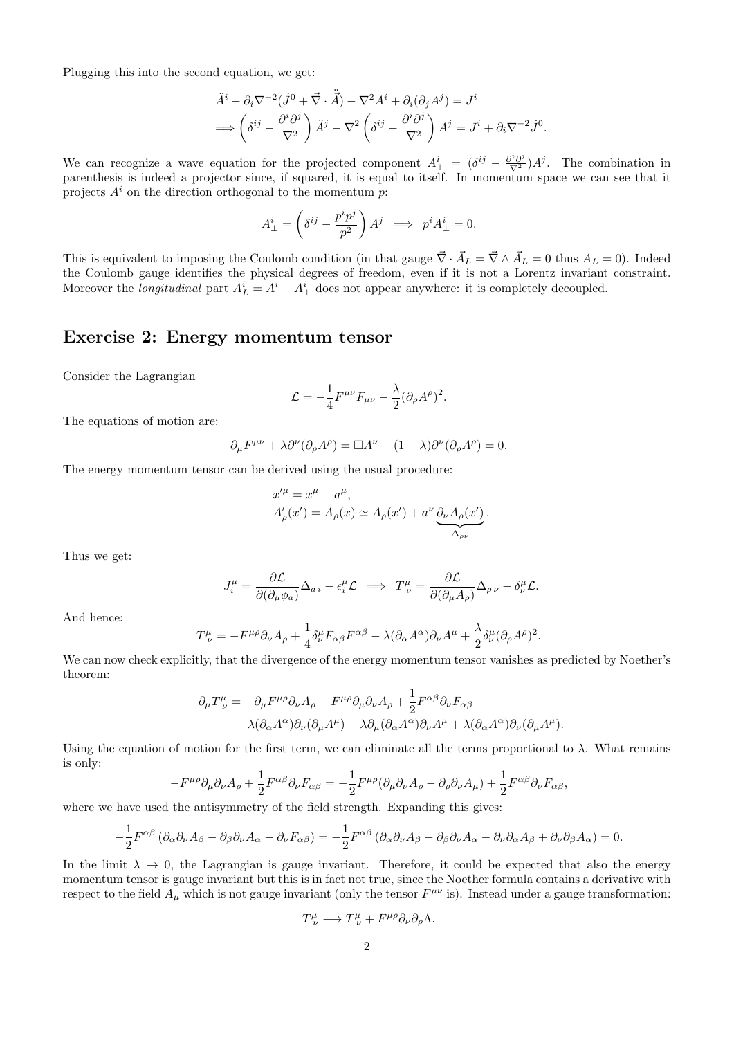Plugging this into the second equation, we get:

$$
\begin{aligned}
&\ddot{A}^i - \partial_i \nabla^{-2}(\dot{J}^0 + \vec{\nabla}\cdot\ddot{\vec{A}}) - \nabla^2 A^i + \partial_i(\partial_j A^j) = J^i \\
\Longrightarrow &\left(\delta^{ij} - \frac{\partial^i\partial^j}{\nabla^2}\right)\ddot{A}^j - \nabla^2\left(\delta^{ij} - \frac{\partial^i\partial^j}{\nabla^2}\right)A^j = J^i + \partial_i \nabla^{-2}\dot{J}^0.
\end{aligned}
$$

We can recognize a wave equation for the projected component $A^i_\perp = (\delta^{ij} - \frac{\partial^i\partial^j}{\nabla^2})A^j$. The combination in parenthesis is indeed a projector since, if squared, it is equal to itself. In momentum space we can see that it projects $A^i$ on the direction orthogonal to the momentum $p$:

$$
A^i_\perp = \left(\delta^{ij} - \frac{p^i p^j}{p^2}\right)A^j \implies p^i A^i_\perp = 0.
$$

This is equivalent to imposing the Coulomb condition (in that gauge $\vec{\nabla}\cdot\vec{A}_L = \vec{\nabla}\wedge\vec{A}_L = 0$ thus $A_L = 0$). Indeed the Coulomb gauge identifies the physical degrees of freedom, even if it is not a Lorentz invariant constraint. Moreover the *longitudinal* part $A^i_L = A^i - A^i_\perp$ does not appear anywhere: it is completely decoupled.

## Exercise 2: Energy momentum tensor

Consider the Lagrangian

$$
\mathcal{L} = -\frac{1}{4}F^{\mu\nu}F_{\mu\nu} - \frac{\lambda}{2}(\partial_\rho A^\rho)^2.
$$

The equations of motion are:

$$
\partial_\mu F^{\mu\nu} + \lambda\partial^\nu(\partial_\rho A^\rho) = \Box A^\nu - (1-\lambda)\partial^\nu(\partial_\rho A^\rho) = 0.
$$

The energy momentum tensor can be derived using the usual procedure:

$$
\begin{aligned}
x'^\mu &= x^\mu - a^\mu, \\
A'_\rho(x') &= A_\rho(x) \simeq A_\rho(x') + a^\nu \underbrace{\partial_\nu A_\rho(x')}_{\Delta_{\rho\nu}}.
\end{aligned}
$$

Thus we get:

$$
J^\mu_i = \frac{\partial\mathcal{L}}{\partial(\partial_\mu\phi_a)}\Delta_{a\,i} - \epsilon^\mu_i\mathcal{L} \implies T^\mu_{\ \nu} = \frac{\partial\mathcal{L}}{\partial(\partial_\mu A_\rho)}\Delta_{\rho\,\nu} - \delta^\mu_\nu\mathcal{L}.
$$

And hence:

$$
T^\mu_{\ \nu} = -F^{\mu\rho}\partial_\nu A_\rho + \frac{1}{4}\delta^\mu_\nu F_{\alpha\beta}F^{\alpha\beta} - \lambda(\partial_\alpha A^\alpha)\partial_\nu A^\mu + \frac{\lambda}{2}\delta^\mu_\nu(\partial_\rho A^\rho)^2.
$$

We can now check explicitly, that the divergence of the energy momentum tensor vanishes as predicted by Noether's theorem:

$$
\begin{aligned}
\partial_\mu T^\mu_{\ \nu} = &-\partial_\mu F^{\mu\rho}\partial_\nu A_\rho - F^{\mu\rho}\partial_\mu\partial_\nu A_\rho + \frac{1}{2}F^{\alpha\beta}\partial_\nu F_{\alpha\beta} \\
&- \lambda(\partial_\alpha A^\alpha)\partial_\nu(\partial_\mu A^\mu) - \lambda\partial_\mu(\partial_\alpha A^\alpha)\partial_\nu A^\mu + \lambda(\partial_\alpha A^\alpha)\partial_\nu(\partial_\mu A^\mu).
\end{aligned}
$$

Using the equation of motion for the first term, we can eliminate all the terms proportional to $\lambda$. What remains is only:

$$
-F^{\mu\rho}\partial_\mu\partial_\nu A_\rho + \frac{1}{2}F^{\alpha\beta}\partial_\nu F_{\alpha\beta} = -\frac{1}{2}F^{\mu\rho}(\partial_\mu\partial_\nu A_\rho - \partial_\rho\partial_\nu A_\mu) + \frac{1}{2}F^{\alpha\beta}\partial_\nu F_{\alpha\beta},
$$

where we have used the antisymmetry of the field strength. Expanding this gives:

$$
-\frac{1}{2}F^{\alpha\beta}\left(\partial_\alpha\partial_\nu A_\beta - \partial_\beta\partial_\nu A_\alpha - \partial_\nu F_{\alpha\beta}\right) = -\frac{1}{2}F^{\alpha\beta}\left(\partial_\alpha\partial_\nu A_\beta - \partial_\beta\partial_\nu A_\alpha - \partial_\nu\partial_\alpha A_\beta + \partial_\nu\partial_\beta A_\alpha\right) = 0.
$$

In the limit $\lambda \to 0$, the Lagrangian is gauge invariant. Therefore, it could be expected that also the energy momentum tensor is gauge invariant but this is in fact not true, since the Noether formula contains a derivative with respect to the field $A_\mu$ which is not gauge invariant (only the tensor $F^{\mu\nu}$ is). Instead under a gauge transformation:

$$
T^\mu_{\ \nu} \longrightarrow T^\mu_{\ \nu} + F^{\mu\rho}\partial_\nu\partial_\rho\Lambda.
$$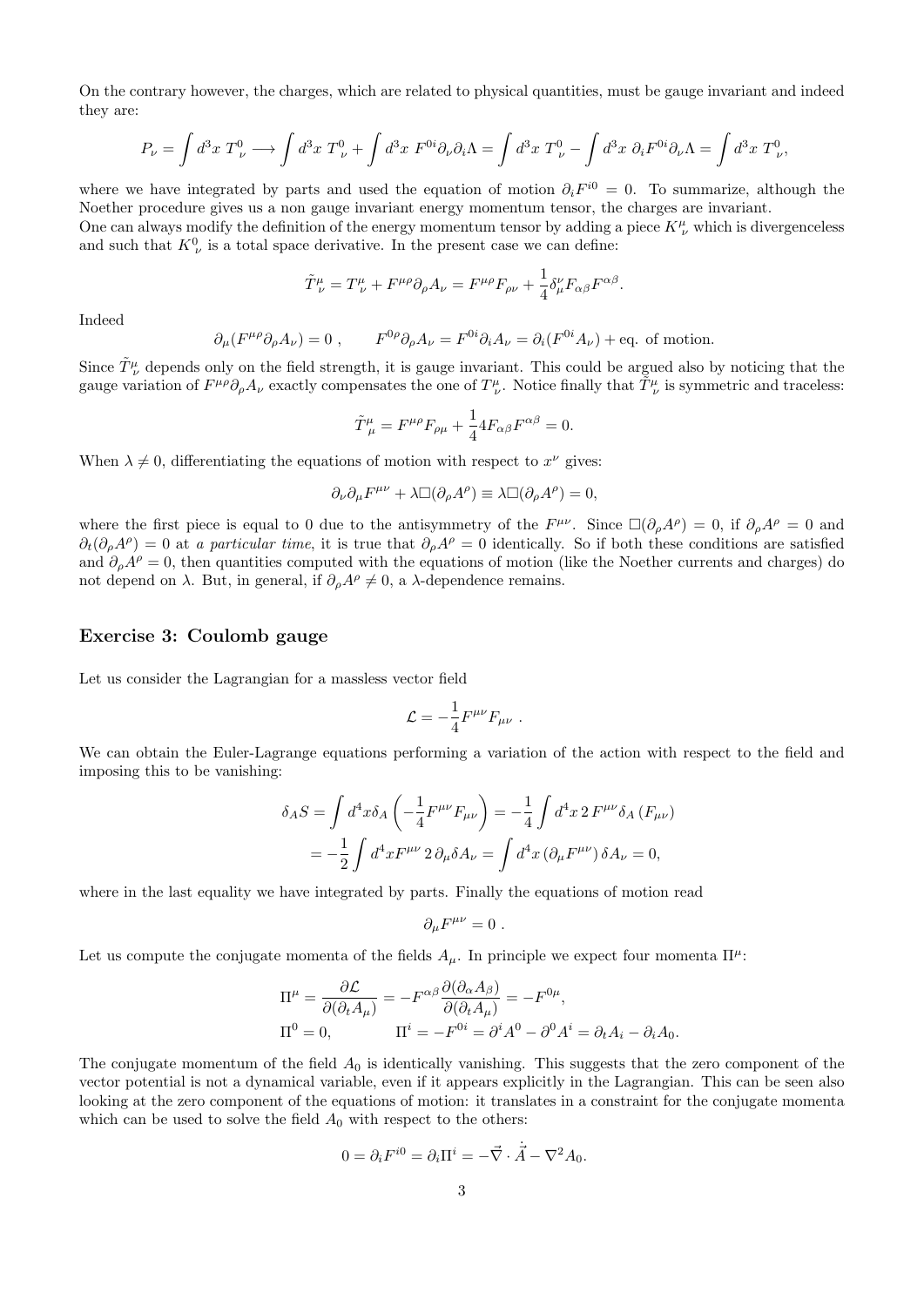On the contrary however, the charges, which are related to physical quantities, must be gauge invariant and indeed they are:

$$P_\nu = \int d^3x\; T^0_{\;\nu} \longrightarrow \int d^3x\; T^0_{\;\nu} + \int d^3x\; F^{0i}\partial_\nu\partial_i\Lambda = \int d^3x\; T^0_{\;\nu} - \int d^3x\; \partial_i F^{0i}\partial_\nu\Lambda = \int d^3x\; T^0_{\;\nu},$$

where we have integrated by parts and used the equation of motion $\partial_i F^{i0} = 0$. To summarize, although the Noether procedure gives us a non gauge invariant energy momentum tensor, the charges are invariant.
One can always modify the definition of the energy momentum tensor by adding a piece $K^\mu_{\;\nu}$ which is divergenceless and such that $K^0_{\;\nu}$ is a total space derivative. In the present case we can define:

$$\tilde{T}^\mu_{\;\nu} = T^\mu_{\;\nu} + F^{\mu\rho}\partial_\rho A_\nu = F^{\mu\rho}F_{\rho\nu} + \frac{1}{4}\delta^\nu_\mu F_{\alpha\beta}F^{\alpha\beta}.$$

Indeed

$$\partial_\mu(F^{\mu\rho}\partial_\rho A_\nu) = 0\;, \qquad F^{0\rho}\partial_\rho A_\nu = F^{0i}\partial_i A_\nu = \partial_i(F^{0i}A_\nu) + \text{eq. of motion}.$$

Since $\tilde{T}^\mu_\nu$ depends only on the field strength, it is gauge invariant. This could be argued also by noticing that the gauge variation of $F^{\mu\rho}\partial_\rho A_\nu$ exactly compensates the one of $T^\mu_{\;\nu}$. Notice finally that $\tilde{T}^\mu_{\;\nu}$ is symmetric and traceless:

$$\tilde{T}^\mu_{\;\mu} = F^{\mu\rho}F_{\rho\mu} + \frac{1}{4}4F_{\alpha\beta}F^{\alpha\beta} = 0.$$

When $\lambda \neq 0$, differentiating the equations of motion with respect to $x^\nu$ gives:

$$\partial_\nu\partial_\mu F^{\mu\nu} + \lambda\Box(\partial_\rho A^\rho) \equiv \lambda\Box(\partial_\rho A^\rho) = 0,$$

where the first piece is equal to 0 due to the antisymmetry of the $F^{\mu\nu}$. Since $\Box(\partial_\rho A^\rho) = 0$, if $\partial_\rho A^\rho = 0$ and $\partial_t(\partial_\rho A^\rho) = 0$ at *a particular time*, it is true that $\partial_\rho A^\rho = 0$ identically. So if both these conditions are satisfied and $\partial_\rho A^\rho = 0$, then quantities computed with the equations of motion (like the Noether currents and charges) do not depend on $\lambda$. But, in general, if $\partial_\rho A^\rho \neq 0$, a $\lambda$-dependence remains.

### Exercise 3: Coulomb gauge

Let us consider the Lagrangian for a massless vector field

$$\mathcal{L} = -\frac{1}{4}F^{\mu\nu}F_{\mu\nu}\;.$$

We can obtain the Euler-Lagrange equations performing a variation of the action with respect to the field and imposing this to be vanishing:

$$\begin{aligned}
\delta_A S &= \int d^4x\,\delta_A\left(-\frac{1}{4}F^{\mu\nu}F_{\mu\nu}\right) = -\frac{1}{4}\int d^4x\, 2\,F^{\mu\nu}\delta_A\left(F_{\mu\nu}\right) \\
&= -\frac{1}{2}\int d^4x F^{\mu\nu}\,2\,\partial_\mu\delta A_\nu = \int d^4x\,(\partial_\mu F^{\mu\nu})\,\delta A_\nu = 0,
\end{aligned}$$

where in the last equality we have integrated by parts. Finally the equations of motion read

$$\partial_\mu F^{\mu\nu} = 0\;.$$

Let us compute the conjugate momenta of the fields $A_\mu$. In principle we expect four momenta $\Pi^\mu$:

$$\begin{aligned}
&\Pi^\mu = \frac{\partial\mathcal{L}}{\partial(\partial_t A_\mu)} = -F^{\alpha\beta}\frac{\partial(\partial_\alpha A_\beta)}{\partial(\partial_t A_\mu)} = -F^{0\mu}, \\
&\Pi^0 = 0, \qquad\qquad \Pi^i = -F^{0i} = \partial^i A^0 - \partial^0 A^i = \partial_t A_i - \partial_i A_0.
\end{aligned}$$

The conjugate momentum of the field $A_0$ is identically vanishing. This suggests that the zero component of the vector potential is not a dynamical variable, even if it appears explicitly in the Lagrangian. This can be seen also looking at the zero component of the equations of motion: it translates in a constraint for the conjugate momenta which can be used to solve the field $A_0$ with respect to the others:

$$0 = \partial_i F^{i0} = \partial_i\Pi^i = -\vec{\nabla}\cdot\dot{\vec{A}} - \nabla^2 A_0.$$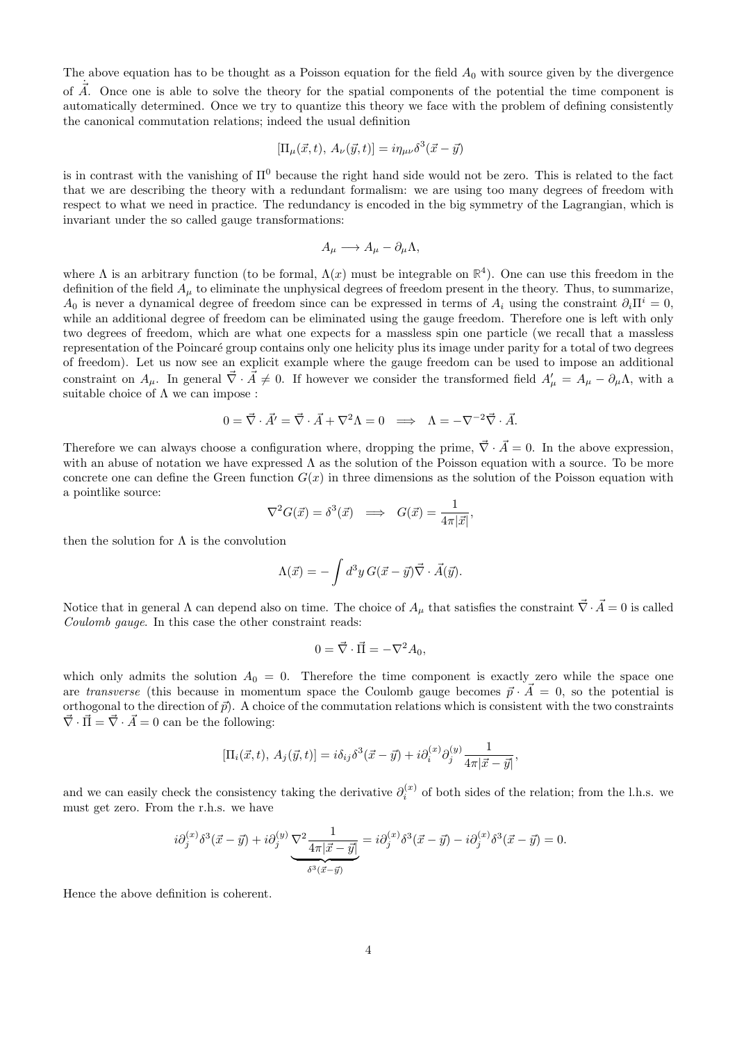The above equation has to be thought as a Poisson equation for the field $A_0$ with source given by the divergence of $\dot{\vec{A}}$. Once one is able to solve the theory for the spatial components of the potential the time component is automatically determined. Once we try to quantize this theory we face with the problem of defining consistently the canonical commutation relations; indeed the usual definition

$$[\Pi_\mu(\vec{x}, t),\, A_\nu(\vec{y}, t)] = i\eta_{\mu\nu}\delta^3(\vec{x} - \vec{y})$$

is in contrast with the vanishing of $\Pi^0$ because the right hand side would not be zero. This is related to the fact that we are describing the theory with a redundant formalism: we are using too many degrees of freedom with respect to what we need in practice. The redundancy is encoded in the big symmetry of the Lagrangian, which is invariant under the so called gauge transformations:

$$A_\mu \longrightarrow A_\mu - \partial_\mu \Lambda,$$

where $\Lambda$ is an arbitrary function (to be formal, $\Lambda(x)$ must be integrable on $\mathbb{R}^4$). One can use this freedom in the definition of the field $A_\mu$ to eliminate the unphysical degrees of freedom present in the theory. Thus, to summarize, $A_0$ is never a dynamical degree of freedom since can be expressed in terms of $A_i$ using the constraint $\partial_i \Pi^i = 0$, while an additional degree of freedom can be eliminated using the gauge freedom. Therefore one is left with only two degrees of freedom, which are what one expects for a massless spin one particle (we recall that a massless representation of the Poincaré group contains only one helicity plus its image under parity for a total of two degrees of freedom). Let us now see an explicit example where the gauge freedom can be used to impose an additional constraint on $A_\mu$. In general $\vec{\nabla} \cdot \vec{A} \neq 0$. If however we consider the transformed field $A'_\mu = A_\mu - \partial_\mu \Lambda$, with a suitable choice of $\Lambda$ we can impose :

$$0 = \vec{\nabla} \cdot \vec{A'} = \vec{\nabla} \cdot \vec{A} + \nabla^2 \Lambda = 0 \implies \Lambda = -\nabla^{-2} \vec{\nabla} \cdot \vec{A}.$$

Therefore we can always choose a configuration where, dropping the prime, $\vec{\nabla} \cdot \vec{A} = 0$. In the above expression, with an abuse of notation we have expressed $\Lambda$ as the solution of the Poisson equation with a source. To be more concrete one can define the Green function $G(x)$ in three dimensions as the solution of the Poisson equation with a pointlike source:

$$\nabla^2 G(\vec{x}) = \delta^3(\vec{x}) \implies G(\vec{x}) = \frac{1}{4\pi|\vec{x}|},$$

then the solution for $\Lambda$ is the convolution

$$\Lambda(\vec{x}) = -\int d^3y\, G(\vec{x} - \vec{y}) \vec{\nabla} \cdot \vec{A}(\vec{y}).$$

Notice that in general $\Lambda$ can depend also on time. The choice of $A_\mu$ that satisfies the constraint $\vec{\nabla} \cdot \vec{A} = 0$ is called *Coulomb gauge*. In this case the other constraint reads:

$$0 = \vec{\nabla} \cdot \vec{\Pi} = -\nabla^2 A_0,$$

which only admits the solution $A_0 = 0$. Therefore the time component is exactly zero while the space one are *transverse* (this because in momentum space the Coulomb gauge becomes $\vec{p} \cdot \vec{A} = 0$, so the potential is orthogonal to the direction of $\vec{p}$). A choice of the commutation relations which is consistent with the two constraints $\vec{\nabla} \cdot \vec{\Pi} = \vec{\nabla} \cdot \vec{A} = 0$ can be the following:

$$[\Pi_i(\vec{x}, t),\, A_j(\vec{y}, t)] = i\delta_{ij}\delta^3(\vec{x} - \vec{y}) + i\partial_i^{(x)}\partial_j^{(y)} \frac{1}{4\pi|\vec{x} - \vec{y}|},$$

and we can easily check the consistency taking the derivative $\partial_i^{(x)}$ of both sides of the relation; from the l.h.s. we must get zero. From the r.h.s. we have

$$i\partial_j^{(x)}\delta^3(\vec{x} - \vec{y}) + i\partial_j^{(y)} \underbrace{\nabla^2 \frac{1}{4\pi|\vec{x} - \vec{y}|}}_{\delta^3(\vec{x} - \vec{y})} = i\partial_j^{(x)}\delta^3(\vec{x} - \vec{y}) - i\partial_j^{(x)}\delta^3(\vec{x} - \vec{y}) = 0.$$

Hence the above definition is coherent.